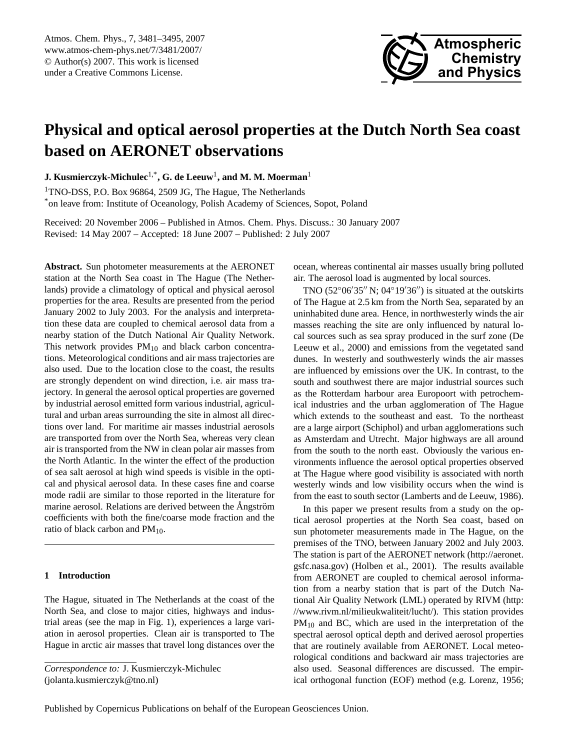# Physical and optical aerosol properties at the Dutch North Sea coast based on AERONET observations

**J. Kusmierczyk-Michulec**[1,*], **G. de Leeuw**[1], **and M. M. Moerman**[1]

[1]TNO-DSS, P.O. Box 96864, 2509 JG, The Hague, The Netherlands

[*]on leave from: Institute of Oceanology, Polish Academy of Sciences, Sopot, Poland

Received: 20 November 2006 – Published in Atmos. Chem. Phys. Discuss.: 30 January 2007
Revised: 14 May 2007 – Accepted: 18 June 2007 – Published: 2 July 2007

**Abstract.** Sun photometer measurements at the AERONET station at the North Sea coast in The Hague (The Netherlands) provide a climatology of optical and physical aerosol properties for the area. Results are presented from the period January 2002 to July 2003. For the analysis and interpretation these data are coupled to chemical aerosol data from a nearby station of the Dutch National Air Quality Network. This network provides $PM_{10}$ and black carbon concentrations. Meteorological conditions and air mass trajectories are also used. Due to the location close to the coast, the results are strongly dependent on wind direction, i.e. air mass trajectory. In general the aerosol optical properties are governed by industrial aerosol emitted form various industrial, agricultural and urban areas surrounding the site in almost all directions over land. For maritime air masses industrial aerosols are transported from over the North Sea, whereas very clean air is transported from the NW in clean polar air masses from the North Atlantic. In the winter the effect of the production of sea salt aerosol at high wind speeds is visible in the optical and physical aerosol data. In these cases fine and coarse mode radii are similar to those reported in the literature for marine aerosol. Relations are derived between the Ångström coefficients with both the fine/coarse mode fraction and the ratio of black carbon and $PM_{10}$.

## 1 Introduction

The Hague, situated in The Netherlands at the coast of the North Sea, and close to major cities, highways and industrial areas (see the map in Fig. 1), experiences a large variation in aerosol properties. Clean air is transported to The Hague in arctic air masses that travel long distances over the ocean, whereas continental air masses usually bring polluted air. The aerosol load is augmented by local sources.

TNO (52°06′35′′ N; 04°19′36′′) is situated at the outskirts of The Hague at 2.5 km from the North Sea, separated by an uninhabited dune area. Hence, in northwesterly winds the air masses reaching the site are only influenced by natural local sources such as sea spray produced in the surf zone (De Leeuw et al., 2000) and emissions from the vegetated sand dunes. In westerly and southwesterly winds the air masses are influenced by emissions over the UK. In contrast, to the south and southwest there are major industrial sources such as the Rotterdam harbour area Europoort with petrochemical industries and the urban agglomeration of The Hague which extends to the southeast and east. To the northeast are a large airport (Schiphol) and urban agglomerations such as Amsterdam and Utrecht. Major highways are all around from the south to the north east. Obviously the various environments influence the aerosol optical properties observed at The Hague where good visibility is associated with north westerly winds and low visibility occurs when the wind is from the east to south sector (Lamberts and de Leeuw, 1986).

In this paper we present results from a study on the optical aerosol properties at the North Sea coast, based on sun photometer measurements made in The Hague, on the premises of the TNO, between January 2002 and July 2003. The station is part of the AERONET network (http://aeronet.gsfc.nasa.gov) (Holben et al., 2001). The results available from AERONET are coupled to chemical aerosol information from a nearby station that is part of the Dutch National Air Quality Network (LML) operated by RIVM (http://www.rivm.nl/milieukwaliteit/lucht/). This station provides $PM_{10}$ and BC, which are used in the interpretation of the spectral aerosol optical depth and derived aerosol properties that are routinely available from AERONET. Local meteorological conditions and backward air mass trajectories are also used. Seasonal differences are discussed. The empirical orthogonal function (EOF) method (e.g. Lorenz, 1956;

*Correspondence to:* J. Kusmierczyk-Michulec
(jolanta.kusmierczyk@tno.nl)

Published by Copernicus Publications on behalf of the European Geosciences Union.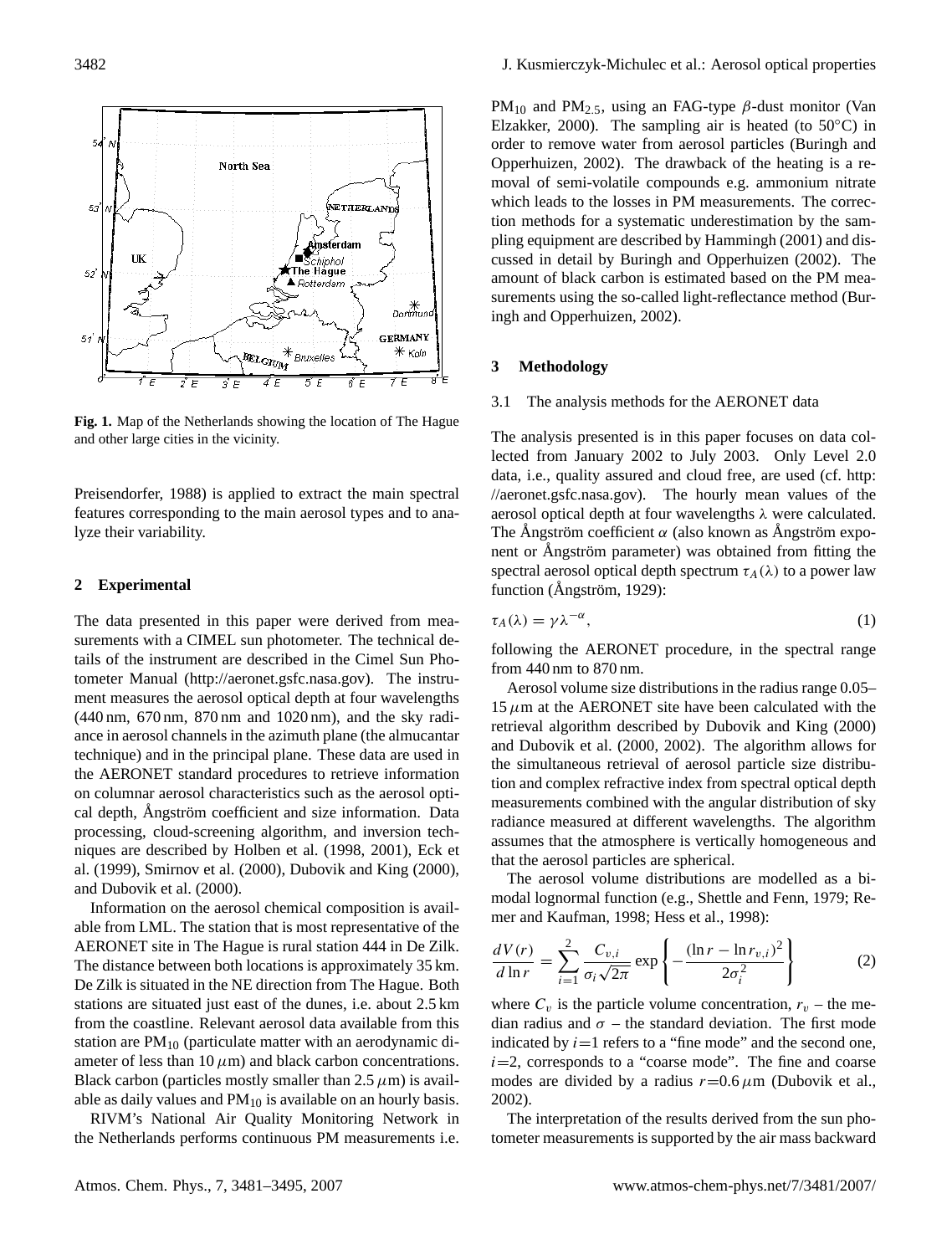Fig. 1. Map of the Netherlands showing the location of The Hague and other large cities in the vicinity.

Preisendorfer, 1988) is applied to extract the main spectral features corresponding to the main aerosol types and to analyze their variability.

## 2 Experimental

The data presented in this paper were derived from measurements with a CIMEL sun photometer. The technical details of the instrument are described in the Cimel Sun Photometer Manual (http://aeronet.gsfc.nasa.gov). The instrument measures the aerosol optical depth at four wavelengths (440 nm, 670 nm, 870 nm and 1020 nm), and the sky radiance in aerosol channels in the azimuth plane (the almucantar technique) and in the principal plane. These data are used in the AERONET standard procedures to retrieve information on columnar aerosol characteristics such as the aerosol optical depth, Ångström coefficient and size information. Data processing, cloud-screening algorithm, and inversion techniques are described by Holben et al. (1998, 2001), Eck et al. (1999), Smirnov et al. (2000), Dubovik and King (2000), and Dubovik et al. (2000).

Information on the aerosol chemical composition is available from LML. The station that is most representative of the AERONET site in The Hague is rural station 444 in De Zilk. The distance between both locations is approximately 35 km. De Zilk is situated in the NE direction from The Hague. Both stations are situated just east of the dunes, i.e. about 2.5 km from the coastline. Relevant aerosol data available from this station are $PM_{10}$ (particulate matter with an aerodynamic diameter of less than 10 $\mu$m) and black carbon concentrations. Black carbon (particles mostly smaller than 2.5 $\mu$m) is available as daily values and $PM_{10}$ is available on an hourly basis.

RIVM's National Air Quality Monitoring Network in the Netherlands performs continuous PM measurements i.e. $PM_{10}$ and $PM_{2.5}$, using an FAG-type $\beta$-dust monitor (Van Elzakker, 2000). The sampling air is heated (to 50°C) in order to remove water from aerosol particles (Buringh and Opperhuizen, 2002). The drawback of the heating is a removal of semi-volatile compounds e.g. ammonium nitrate which leads to the losses in PM measurements. The correction methods for a systematic underestimation by the sampling equipment are described by Hammingh (2001) and discussed in detail by Buringh and Opperhuizen (2002). The amount of black carbon is estimated based on the PM measurements using the so-called light-reflectance method (Buringh and Opperhuizen, 2002).

## 3 Methodology

### 3.1 The analysis methods for the AERONET data

The analysis presented is in this paper focuses on data collected from January 2002 to July 2003. Only Level 2.0 data, i.e., quality assured and cloud free, are used (cf. http://aeronet.gsfc.nasa.gov). The hourly mean values of the aerosol optical depth at four wavelengths $\lambda$ were calculated. The Ångström coefficient $\alpha$ (also known as Ångström exponent or Ångström parameter) was obtained from fitting the spectral aerosol optical depth spectrum $\tau_A(\lambda)$ to a power law function (Ångström, 1929):

$$\tau_A(\lambda) = \gamma\lambda^{-\alpha}, \tag{1}$$

following the AERONET procedure, in the spectral range from 440 nm to 870 nm.

Aerosol volume size distributions in the radius range 0.05–15 $\mu$m at the AERONET site have been calculated with the retrieval algorithm described by Dubovik and King (2000) and Dubovik et al. (2000, 2002). The algorithm allows for the simultaneous retrieval of aerosol particle size distribution and complex refractive index from spectral optical depth measurements combined with the angular distribution of sky radiance measured at different wavelengths. The algorithm assumes that the atmosphere is vertically homogeneous and that the aerosol particles are spherical.

The aerosol volume distributions are modelled as a bimodal lognormal function (e.g., Shettle and Fenn, 1979; Remer and Kaufman, 1998; Hess et al., 1998):

$$\frac{dV(r)}{d\ln r} = \sum_{i=1}^{2} \frac{C_{v,i}}{\sigma_i\sqrt{2\pi}} \exp\left\{-\frac{(\ln r - \ln r_{v,i})^2}{2\sigma_i^2}\right\} \tag{2}$$

where $C_v$ is the particle volume concentration, $r_v$ – the median radius and $\sigma$ – the standard deviation. The first mode indicated by $i$=1 refers to a "fine mode" and the second one, $i$=2, corresponds to a "coarse mode". The fine and coarse modes are divided by a radius $r$=0.6 $\mu$m (Dubovik et al., 2002).

The interpretation of the results derived from the sun photometer measurements is supported by the air mass backward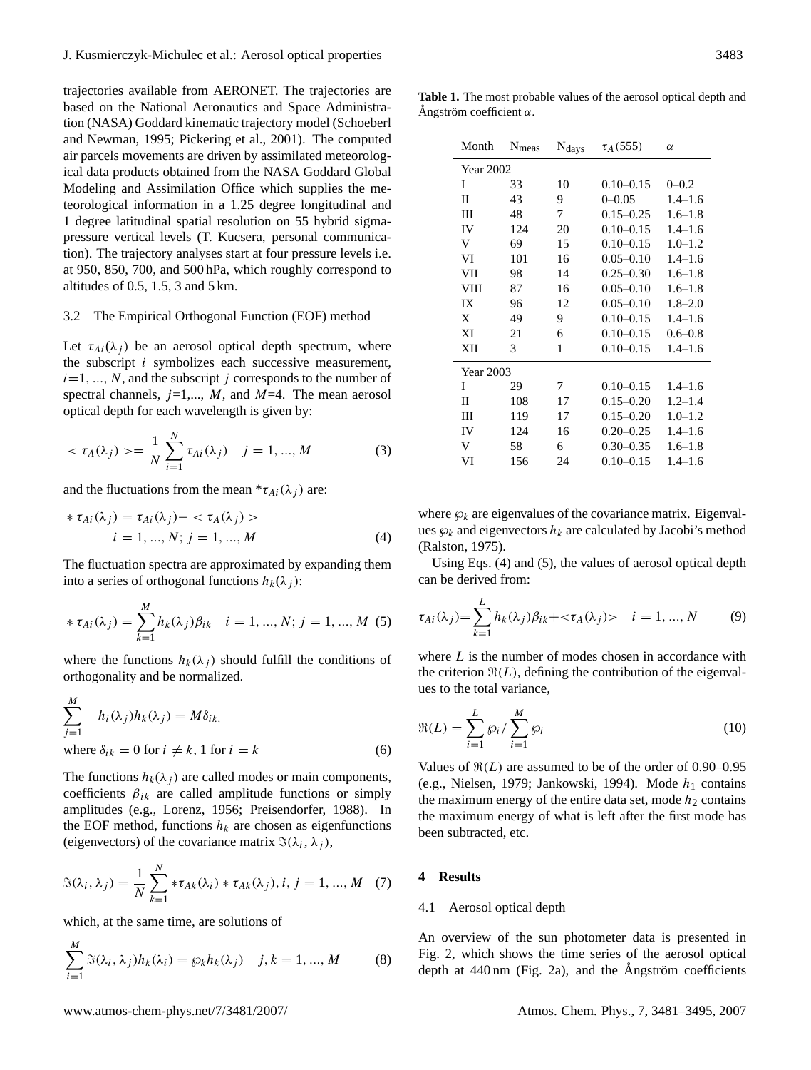trajectories available from AERONET. The trajectories are based on the National Aeronautics and Space Administration (NASA) Goddard kinematic trajectory model (Schoeberl and Newman, 1995; Pickering et al., 2001). The computed air parcels movements are driven by assimilated meteorological data products obtained from the NASA Goddard Global Modeling and Assimilation Office which supplies the meteorological information in a 1.25 degree longitudinal and 1 degree latitudinal spatial resolution on 55 hybrid sigma-pressure vertical levels (T. Kucsera, personal communication). The trajectory analyses start at four pressure levels i.e. at 950, 850, 700, and 500 hPa, which roughly correspond to altitudes of 0.5, 1.5, 3 and 5 km.

### 3.2 The Empirical Orthogonal Function (EOF) method

Let $\tau_{Ai}(\lambda_j)$ be an aerosol optical depth spectrum, where the subscript $i$ symbolizes each successive measurement, $i$=1, ..., $N$, and the subscript $j$ corresponds to the number of spectral channels, $j$=1,..., $M$, and $M$=4. The mean aerosol optical depth for each wavelength is given by:

$$< \tau_A(\lambda_j) >= \frac{1}{N}\sum_{i=1}^{N}\tau_{Ai}(\lambda_j) \quad j = 1, ..., M \tag{3}$$

and the fluctuations from the mean $^*\tau_{Ai}(\lambda_j)$ are:

$$\begin{aligned} *\tau_{Ai}(\lambda_j) &= \tau_{Ai}(\lambda_j) - < \tau_A(\lambda_j) > \\ & i = 1, ..., N;\ j = 1, ..., M \end{aligned} \tag{4}$$

The fluctuation spectra are approximated by expanding them into a series of orthogonal functions $h_k(\lambda_j)$:

$$*\tau_{Ai}(\lambda_j) = \sum_{k=1}^{M} h_k(\lambda_j)\beta_{ik} \quad i = 1, ..., N;\ j = 1, ..., M \tag{5}$$

where the functions $h_k(\lambda_j)$ should fulfill the conditions of orthogonality and be normalized.

$$\begin{aligned} &\sum_{j=1}^{M} \quad h_i(\lambda_j)h_k(\lambda_j) = M\delta_{ik,} \\ &\text{where } \delta_{ik} = 0 \text{ for } i \neq k,\ 1 \text{ for } i = k \end{aligned} \tag{6}$$

The functions $h_k(\lambda_j)$ are called modes or main components, coefficients $\beta_{ik}$ are called amplitude functions or simply amplitudes (e.g., Lorenz, 1956; Preisendorfer, 1988). In the EOF method, functions $h_k$ are chosen as eigenfunctions (eigenvectors) of the covariance matrix $\Im(\lambda_i, \lambda_j)$,

$$\Im(\lambda_i, \lambda_j) = \frac{1}{N}\sum_{k=1}^{N} *\tau_{Ak}(\lambda_i) * \tau_{Ak}(\lambda_j), i, j = 1, ..., M \tag{7}$$

which, at the same time, are solutions of

$$\sum_{i=1}^{M} \Im(\lambda_i, \lambda_j)h_k(\lambda_i) = \wp_k h_k(\lambda_j) \quad j, k = 1, ..., M \tag{8}$$

**Table 1.** The most probable values of the aerosol optical depth and Ångström coefficient $\alpha$.

| Month | $N_{meas}$ | $N_{days}$ | $\tau_A(555)$ | $\alpha$ |
|---|---|---|---|---|
| Year 2002 | | | | |
| I | 33 | 10 | 0.10–0.15 | 0–0.2 |
| II | 43 | 9 | 0–0.05 | 1.4–1.6 |
| III | 48 | 7 | 0.15–0.25 | 1.6–1.8 |
| IV | 124 | 20 | 0.10–0.15 | 1.4–1.6 |
| V | 69 | 15 | 0.10–0.15 | 1.0–1.2 |
| VI | 101 | 16 | 0.05–0.10 | 1.4–1.6 |
| VII | 98 | 14 | 0.25–0.30 | 1.6–1.8 |
| VIII | 87 | 16 | 0.05–0.10 | 1.6–1.8 |
| IX | 96 | 12 | 0.05–0.10 | 1.8–2.0 |
| X | 49 | 9 | 0.10–0.15 | 1.4–1.6 |
| XI | 21 | 6 | 0.10–0.15 | 0.6–0.8 |
| XII | 3 | 1 | 0.10–0.15 | 1.4–1.6 |
| Year 2003 | | | | |
| I | 29 | 7 | 0.10–0.15 | 1.4–1.6 |
| II | 108 | 17 | 0.15–0.20 | 1.2–1.4 |
| III | 119 | 17 | 0.15–0.20 | 1.0–1.2 |
| IV | 124 | 16 | 0.20–0.25 | 1.4–1.6 |
| V | 58 | 6 | 0.30–0.35 | 1.6–1.8 |
| VI | 156 | 24 | 0.10–0.15 | 1.4–1.6 |

where $\wp_k$ are eigenvalues of the covariance matrix. Eigenvalues $\wp_k$ and eigenvectors $h_k$ are calculated by Jacobi's method (Ralston, 1975).

Using Eqs. (4) and (5), the values of aerosol optical depth can be derived from:

$$\tau_{Ai}(\lambda_j) = \sum_{k=1}^{L} h_k(\lambda_j)\beta_{ik} + <\tau_A(\lambda_j)> \quad i = 1, ..., N \tag{9}$$

where $L$ is the number of modes chosen in accordance with the criterion $\Re(L)$, defining the contribution of the eigenvalues to the total variance,

$$\Re(L) = \sum_{i=1}^{L} \wp_i \Big/ \sum_{i=1}^{M} \wp_i \tag{10}$$

Values of $\Re(L)$ are assumed to be of the order of 0.90–0.95 (e.g., Nielsen, 1979; Jankowski, 1994). Mode $h_1$ contains the maximum energy of the entire data set, mode $h_2$ contains the maximum energy of what is left after the first mode has been subtracted, etc.

## 4 Results

### 4.1 Aerosol optical depth

An overview of the sun photometer data is presented in Fig. 2, which shows the time series of the aerosol optical depth at 440 nm (Fig. 2a), and the Ångström coefficients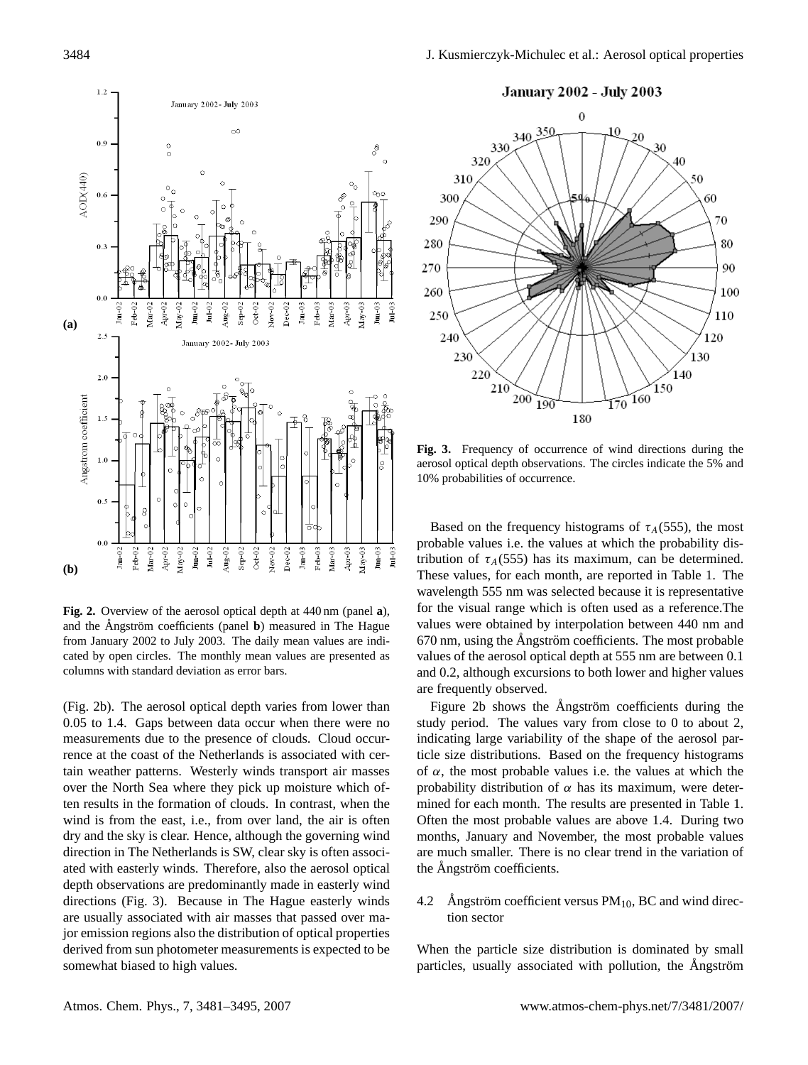**Fig. 2.** Overview of the aerosol optical depth at 440 nm (panel **a**), and the Ångström coefficients (panel **b**) measured in The Hague from January 2002 to July 2003. The daily mean values are indicated by open circles. The monthly mean values are presented as columns with standard deviation as error bars.

**Fig. 3.** Frequency of occurrence of wind directions during the aerosol optical depth observations. The circles indicate the 5% and 10% probabilities of occurrence.

(Fig. 2b). The aerosol optical depth varies from lower than 0.05 to 1.4. Gaps between data occur when there were no measurements due to the presence of clouds. Cloud occurrence at the coast of the Netherlands is associated with certain weather patterns. Westerly winds transport air masses over the North Sea where they pick up moisture which often results in the formation of clouds. In contrast, when the wind is from the east, i.e., from over land, the air is often dry and the sky is clear. Hence, although the governing wind direction in The Netherlands is SW, clear sky is often associated with easterly winds. Therefore, also the aerosol optical depth observations are predominantly made in easterly wind directions (Fig. 3). Because in The Hague easterly winds are usually associated with air masses that passed over major emission regions also the distribution of optical properties derived from sun photometer measurements is expected to be somewhat biased to high values.

Based on the frequency histograms of $\tau_A(555)$, the most probable values i.e. the values at which the probability distribution of $\tau_A(555)$ has its maximum, can be determined. These values, for each month, are reported in Table 1. The wavelength 555 nm was selected because it is representative for the visual range which is often used as a reference.The values were obtained by interpolation between 440 nm and 670 nm, using the Ångström coefficients. The most probable values of the aerosol optical depth at 555 nm are between 0.1 and 0.2, although excursions to both lower and higher values are frequently observed.

Figure 2b shows the Ångström coefficients during the study period. The values vary from close to 0 to about 2, indicating large variability of the shape of the aerosol particle size distributions. Based on the frequency histograms of $\alpha$, the most probable values i.e. the values at which the probability distribution of $\alpha$ has its maximum, were determined for each month. The results are presented in Table 1. Often the most probable values are above 1.4. During two months, January and November, the most probable values are much smaller. There is no clear trend in the variation of the Ångström coefficients.

### 4.2 Ångström coefficient versus $PM_{10}$, BC and wind direction sector

When the particle size distribution is dominated by small particles, usually associated with pollution, the Ångström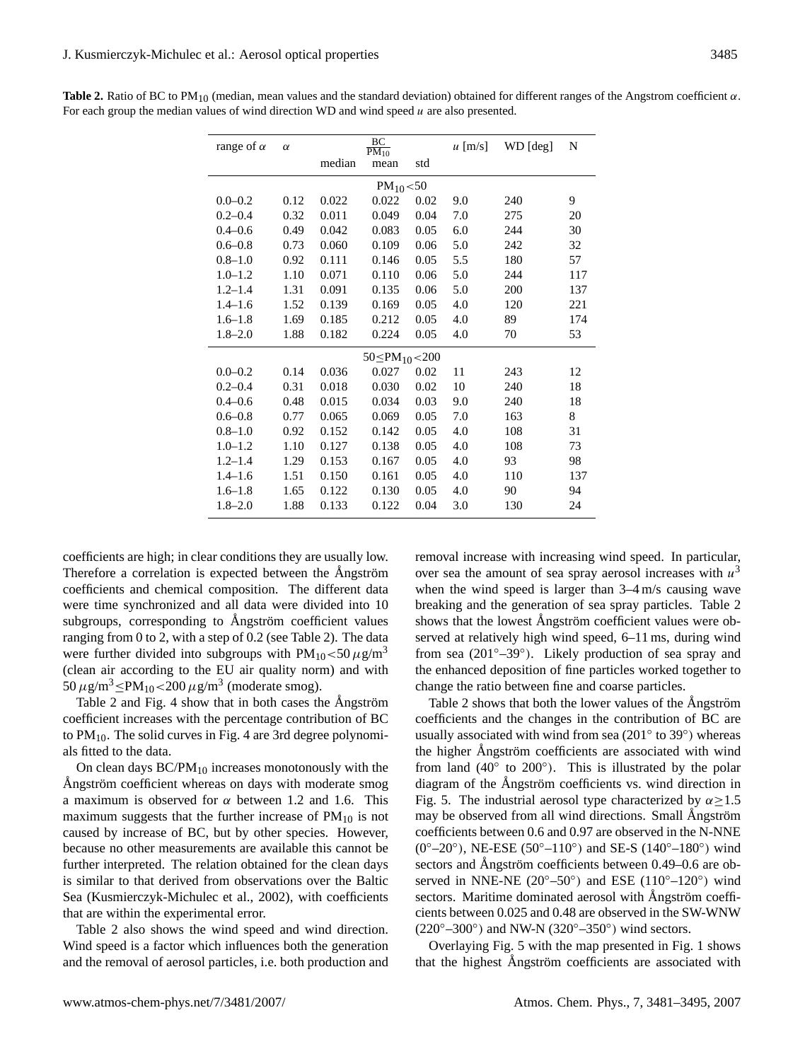**Table 2.** Ratio of BC to $PM_{10}$ (median, mean values and the standard deviation) obtained for different ranges of the Angstrom coefficient $\alpha$. For each group the median values of wind direction WD and wind speed $u$ are also presented.

| range of $\alpha$ | $\alpha$ | $\frac{BC}{PM_{10}}$ median | mean | std | $u$ [m/s] | WD [deg] | N |
|---|---|---|---|---|---|---|---|
| | | $PM_{10}<50$ | | | | | |
| 0.0–0.2 | 0.12 | 0.022 | 0.022 | 0.02 | 9.0 | 240 | 9 |
| 0.2–0.4 | 0.32 | 0.011 | 0.049 | 0.04 | 7.0 | 275 | 20 |
| 0.4–0.6 | 0.49 | 0.042 | 0.083 | 0.05 | 6.0 | 244 | 30 |
| 0.6–0.8 | 0.73 | 0.060 | 0.109 | 0.06 | 5.0 | 242 | 32 |
| 0.8–1.0 | 0.92 | 0.111 | 0.146 | 0.05 | 5.5 | 180 | 57 |
| 1.0–1.2 | 1.10 | 0.071 | 0.110 | 0.06 | 5.0 | 244 | 117 |
| 1.2–1.4 | 1.31 | 0.091 | 0.135 | 0.06 | 5.0 | 200 | 137 |
| 1.4–1.6 | 1.52 | 0.139 | 0.169 | 0.05 | 4.0 | 120 | 221 |
| 1.6–1.8 | 1.69 | 0.185 | 0.212 | 0.05 | 4.0 | 89 | 174 |
| 1.8–2.0 | 1.88 | 0.182 | 0.224 | 0.05 | 4.0 | 70 | 53 |
| | | $50\leq PM_{10}<200$ | | | | | |
| 0.0–0.2 | 0.14 | 0.036 | 0.027 | 0.02 | 11 | 243 | 12 |
| 0.2–0.4 | 0.31 | 0.018 | 0.030 | 0.02 | 10 | 240 | 18 |
| 0.4–0.6 | 0.48 | 0.015 | 0.034 | 0.03 | 9.0 | 240 | 18 |
| 0.6–0.8 | 0.77 | 0.065 | 0.069 | 0.05 | 7.0 | 163 | 8 |
| 0.8–1.0 | 0.92 | 0.152 | 0.142 | 0.05 | 4.0 | 108 | 31 |
| 1.0–1.2 | 1.10 | 0.127 | 0.138 | 0.05 | 4.0 | 108 | 73 |
| 1.2–1.4 | 1.29 | 0.153 | 0.167 | 0.05 | 4.0 | 93 | 98 |
| 1.4–1.6 | 1.51 | 0.150 | 0.161 | 0.05 | 4.0 | 110 | 137 |
| 1.6–1.8 | 1.65 | 0.122 | 0.130 | 0.05 | 4.0 | 90 | 94 |
| 1.8–2.0 | 1.88 | 0.133 | 0.122 | 0.04 | 3.0 | 130 | 24 |

coefficients are high; in clear conditions they are usually low. Therefore a correlation is expected between the Ångström coefficients and chemical composition. The different data were time synchronized and all data were divided into 10 subgroups, corresponding to Ångström coefficient values ranging from 0 to 2, with a step of 0.2 (see Table 2). The data were further divided into subgroups with $PM_{10}<50\,\mu g/m^3$ (clean air according to the EU air quality norm) and with $50\,\mu g/m^3\leq PM_{10}<200\,\mu g/m^3$ (moderate smog).

Table 2 and Fig. 4 show that in both cases the Ångström coefficient increases with the percentage contribution of BC to $PM_{10}$. The solid curves in Fig. 4 are 3rd degree polynomials fitted to the data.

On clean days $BC/PM_{10}$ increases monotonously with the Ångström coefficient whereas on days with moderate smog a maximum is observed for $\alpha$ between 1.2 and 1.6. This maximum suggests that the further increase of $PM_{10}$ is not caused by increase of BC, but by other species. However, because no other measurements are available this cannot be further interpreted. The relation obtained for the clean days is similar to that derived from observations over the Baltic Sea (Kusmierczyk-Michulec et al., 2002), with coefficients that are within the experimental error.

Table 2 also shows the wind speed and wind direction. Wind speed is a factor which influences both the generation and the removal of aerosol particles, i.e. both production and removal increase with increasing wind speed. In particular, over sea the amount of sea spray aerosol increases with $u^3$ when the wind speed is larger than 3–4 m/s causing wave breaking and the generation of sea spray particles. Table 2 shows that the lowest Ångström coefficient values were observed at relatively high wind speed, 6–11 ms, during wind from sea (201°–39°). Likely production of sea spray and the enhanced deposition of fine particles worked together to change the ratio between fine and coarse particles.

Table 2 shows that both the lower values of the Ångström coefficients and the changes in the contribution of BC are usually associated with wind from sea (201° to 39°) whereas the higher Ångström coefficients are associated with wind from land (40° to 200°). This is illustrated by the polar diagram of the Ångström coefficients vs. wind direction in Fig. 5. The industrial aerosol type characterized by $\alpha\geq 1.5$ may be observed from all wind directions. Small Ångström coefficients between 0.6 and 0.97 are observed in the N-NNE (0°–20°), NE-ESE (50°–110°) and SE-S (140°–180°) wind sectors and Ångström coefficients between 0.49–0.6 are observed in NNE-NE (20°–50°) and ESE (110°–120°) wind sectors. Maritime dominated aerosol with Ångström coefficients between 0.025 and 0.48 are observed in the SW-WNW (220°–300°) and NW-N (320°–350°) wind sectors.

Overlaying Fig. 5 with the map presented in Fig. 1 shows that the highest Ångström coefficients are associated with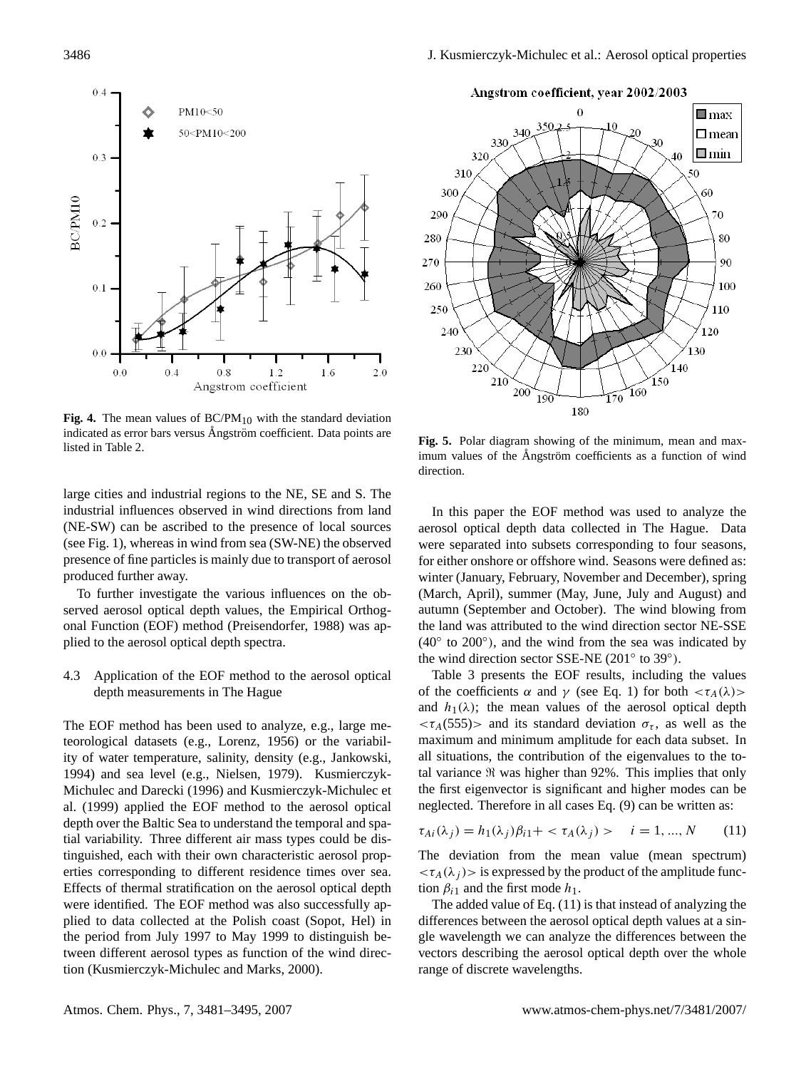**Fig. 4.** The mean values of BC/PM$_{10}$ with the standard deviation indicated as error bars versus Ångström coefficient. Data points are listed in Table 2.

**Fig. 5.** Polar diagram showing of the minimum, mean and maximum values of the Ångström coefficients as a function of wind direction.

large cities and industrial regions to the NE, SE and S. The industrial influences observed in wind directions from land (NE-SW) can be ascribed to the presence of local sources (see Fig. 1), whereas in wind from sea (SW-NE) the observed presence of fine particles is mainly due to transport of aerosol produced further away.

To further investigate the various influences on the observed aerosol optical depth values, the Empirical Orthogonal Function (EOF) method (Preisendorfer, 1988) was applied to the aerosol optical depth spectra.

### 4.3 Application of the EOF method to the aerosol optical depth measurements in The Hague

The EOF method has been used to analyze, e.g., large meteorological datasets (e.g., Lorenz, 1956) or the variability of water temperature, salinity, density (e.g., Jankowski, 1994) and sea level (e.g., Nielsen, 1979). Kusmierczyk-Michulec and Darecki (1996) and Kusmierczyk-Michulec et al. (1999) applied the EOF method to the aerosol optical depth over the Baltic Sea to understand the temporal and spatial variability. Three different air mass types could be distinguished, each with their own characteristic aerosol properties corresponding to different residence times over sea. Effects of thermal stratification on the aerosol optical depth were identified. The EOF method was also successfully applied to data collected at the Polish coast (Sopot, Hel) in the period from July 1997 to May 1999 to distinguish between different aerosol types as function of the wind direction (Kusmierczyk-Michulec and Marks, 2000).

In this paper the EOF method was used to analyze the aerosol optical depth data collected in The Hague. Data were separated into subsets corresponding to four seasons, for either onshore or offshore wind. Seasons were defined as: winter (January, February, November and December), spring (March, April), summer (May, June, July and August) and autumn (September and October). The wind blowing from the land was attributed to the wind direction sector NE-SSE (40° to 200°), and the wind from the sea was indicated by the wind direction sector SSE-NE (201° to 39°).

Table 3 presents the EOF results, including the values of the coefficients $\alpha$ and $\gamma$ (see Eq. 1) for both $<\tau_A(\lambda)>$ and $h_1(\lambda)$; the mean values of the aerosol optical depth $<\tau_A(555)>$ and its standard deviation $\sigma_\tau$, as well as the maximum and minimum amplitude for each data subset. In all situations, the contribution of the eigenvalues to the total variance $\Re$ was higher than 92%. This implies that only the first eigenvector is significant and higher modes can be neglected. Therefore in all cases Eq. (9) can be written as:

$$\tau_{Ai}(\lambda_j) = h_1(\lambda_j)\beta_{i1} + <\tau_A(\lambda_j)> \quad i = 1, ..., N \tag{11}$$

The deviation from the mean value (mean spectrum) $<\tau_A(\lambda_j)>$ is expressed by the product of the amplitude function $\beta_{i1}$ and the first mode $h_1$.

The added value of Eq. (11) is that instead of analyzing the differences between the aerosol optical depth values at a single wavelength we can analyze the differences between the vectors describing the aerosol optical depth over the whole range of discrete wavelengths.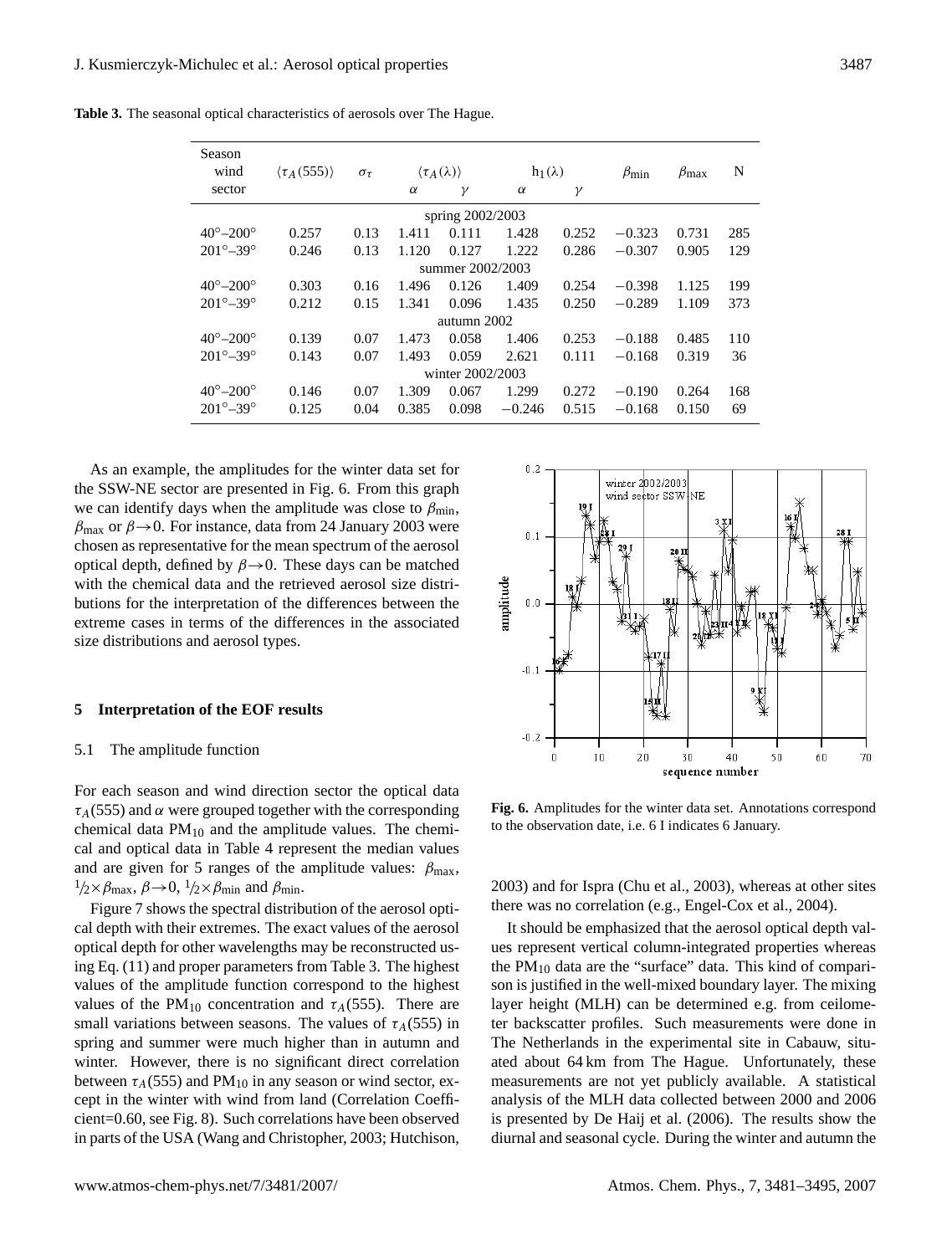**Table 3.** The seasonal optical characteristics of aerosols over The Hague.

| Season wind sector | $\langle \tau_A(555) \rangle$ | $\sigma_\tau$ | $\langle \tau_A(\lambda) \rangle$ | | $h_1(\lambda)$ | | $\beta_{min}$ | $\beta_{max}$ | N |
|---|---|---|---|---|---|---|---|---|---|
| | | | $\alpha$ | $\gamma$ | $\alpha$ | $\gamma$ | | | |
| spring 2002/2003 | | | | | | | | | |
| 40°–200° | 0.257 | 0.13 | 1.411 | 0.111 | 1.428 | 0.252 | −0.323 | 0.731 | 285 |
| 201°–39° | 0.246 | 0.13 | 1.120 | 0.127 | 1.222 | 0.286 | −0.307 | 0.905 | 129 |
| summer 2002/2003 | | | | | | | | | |
| 40°–200° | 0.303 | 0.16 | 1.496 | 0.126 | 1.409 | 0.254 | −0.398 | 1.125 | 199 |
| 201°–39° | 0.212 | 0.15 | 1.341 | 0.096 | 1.435 | 0.250 | −0.289 | 1.109 | 373 |
| autumn 2002 | | | | | | | | | |
| 40°–200° | 0.139 | 0.07 | 1.473 | 0.058 | 1.406 | 0.253 | −0.188 | 0.485 | 110 |
| 201°–39° | 0.143 | 0.07 | 1.493 | 0.059 | 2.621 | 0.111 | −0.168 | 0.319 | 36 |
| winter 2002/2003 | | | | | | | | | |
| 40°–200° | 0.146 | 0.07 | 1.309 | 0.067 | 1.299 | 0.272 | −0.190 | 0.264 | 168 |
| 201°–39° | 0.125 | 0.04 | 0.385 | 0.098 | −0.246 | 0.515 | −0.168 | 0.150 | 69 |

As an example, the amplitudes for the winter data set for the SSW-NE sector are presented in Fig. 6. From this graph we can identify days when the amplitude was close to $\beta_{min}$, $\beta_{max}$ or $\beta \rightarrow 0$. For instance, data from 24 January 2003 were chosen as representative for the mean spectrum of the aerosol optical depth, defined by $\beta \rightarrow 0$. These days can be matched with the chemical data and the retrieved aerosol size distributions for the interpretation of the differences between the extreme cases in terms of the differences in the associated size distributions and aerosol types.

**Fig. 6.** Amplitudes for the winter data set. Annotations correspond to the observation date, i.e. 6 I indicates 6 January.

## 5 Interpretation of the EOF results

### 5.1 The amplitude function

For each season and wind direction sector the optical data $\tau_A(555)$ and $\alpha$ were grouped together with the corresponding chemical data $PM_{10}$ and the amplitude values. The chemical and optical data in Table 4 represent the median values and are given for 5 ranges of the amplitude values: $\beta_{max}$, $1/2 \times \beta_{max}$, $\beta \rightarrow 0$, $1/2 \times \beta_{min}$ and $\beta_{min}$.

Figure 7 shows the spectral distribution of the aerosol optical depth with their extremes. The exact values of the aerosol optical depth for other wavelengths may be reconstructed using Eq. (11) and proper parameters from Table 3. The highest values of the amplitude function correspond to the highest values of the $PM_{10}$ concentration and $\tau_A(555)$. There are small variations between seasons. The values of $\tau_A(555)$ in spring and summer were much higher than in autumn and winter. However, there is no significant direct correlation between $\tau_A(555)$ and $PM_{10}$ in any season or wind sector, except in the winter with wind from land (Correlation Coefficient=0.60, see Fig. 8). Such correlations have been observed in parts of the USA (Wang and Christopher, 2003; Hutchison, 2003) and for Ispra (Chu et al., 2003), whereas at other sites there was no correlation (e.g., Engel-Cox et al., 2004).

It should be emphasized that the aerosol optical depth values represent vertical column-integrated properties whereas the $PM_{10}$ data are the "surface" data. This kind of comparison is justified in the well-mixed boundary layer. The mixing layer height (MLH) can be determined e.g. from ceilometer backscatter profiles. Such measurements were done in The Netherlands in the experimental site in Cabauw, situated about 64 km from The Hague. Unfortunately, these measurements are not yet publicly available. A statistical analysis of the MLH data collected between 2000 and 2006 is presented by De Haij et al. (2006). The results show the diurnal and seasonal cycle. During the winter and autumn the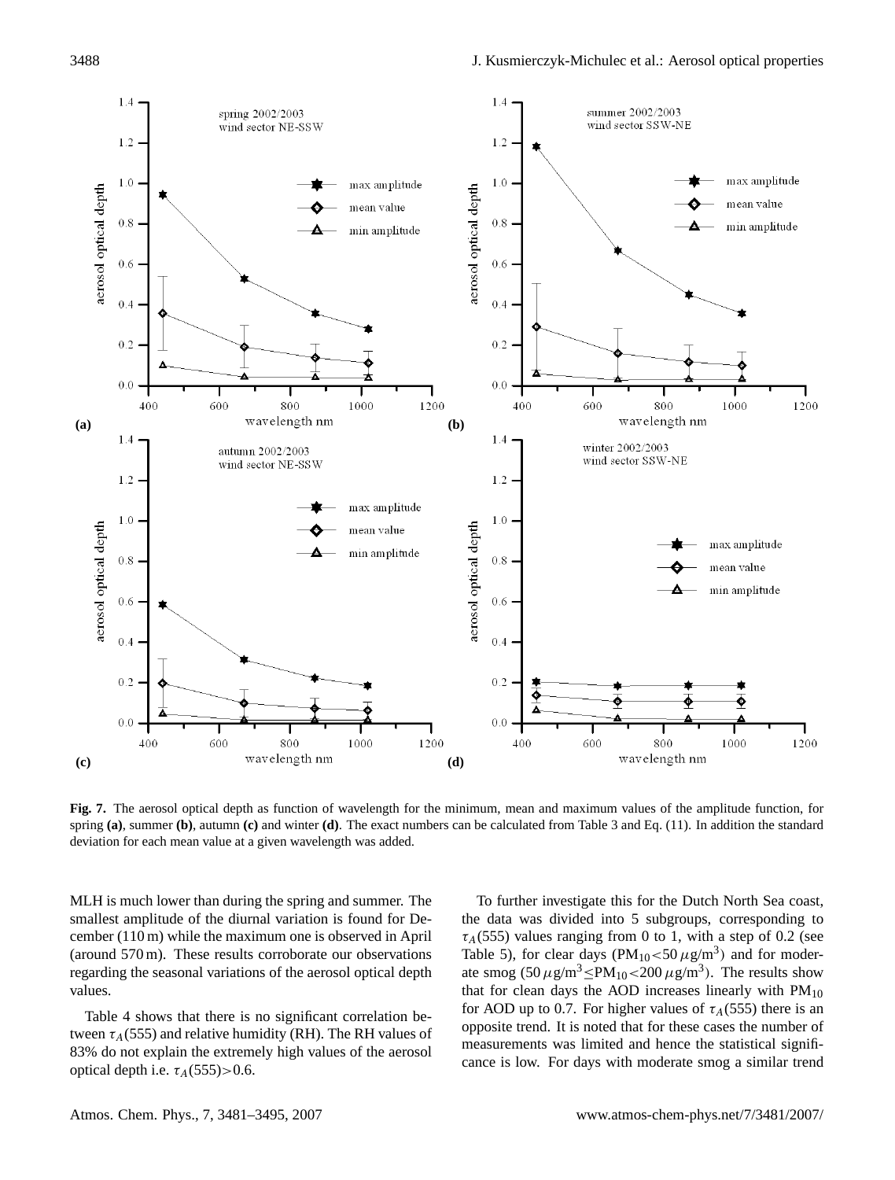**Fig. 7.** The aerosol optical depth as function of wavelength for the minimum, mean and maximum values of the amplitude function, for spring **(a)**, summer **(b)**, autumn **(c)** and winter **(d)**. The exact numbers can be calculated from Table 3 and Eq. (11). In addition the standard deviation for each mean value at a given wavelength was added.

MLH is much lower than during the spring and summer. The smallest amplitude of the diurnal variation is found for December (110 m) while the maximum one is observed in April (around 570 m). These results corroborate our observations regarding the seasonal variations of the aerosol optical depth values.

Table 4 shows that there is no significant correlation between $\tau_A(555)$ and relative humidity (RH). The RH values of 83% do not explain the extremely high values of the aerosol optical depth i.e. $\tau_A(555)>0.6$.

To further investigate this for the Dutch North Sea coast, the data was divided into 5 subgroups, corresponding to $\tau_A(555)$ values ranging from 0 to 1, with a step of 0.2 (see Table 5), for clear days ($PM_{10}<50\,\mu g/m^3$) and for moderate smog ($50\,\mu g/m^3 \leq PM_{10}<200\,\mu g/m^3$). The results show that for clean days the AOD increases linearly with $PM_{10}$ for AOD up to 0.7. For higher values of $\tau_A(555)$ there is an opposite trend. It is noted that for these cases the number of measurements was limited and hence the statistical significance is low. For days with moderate smog a similar trend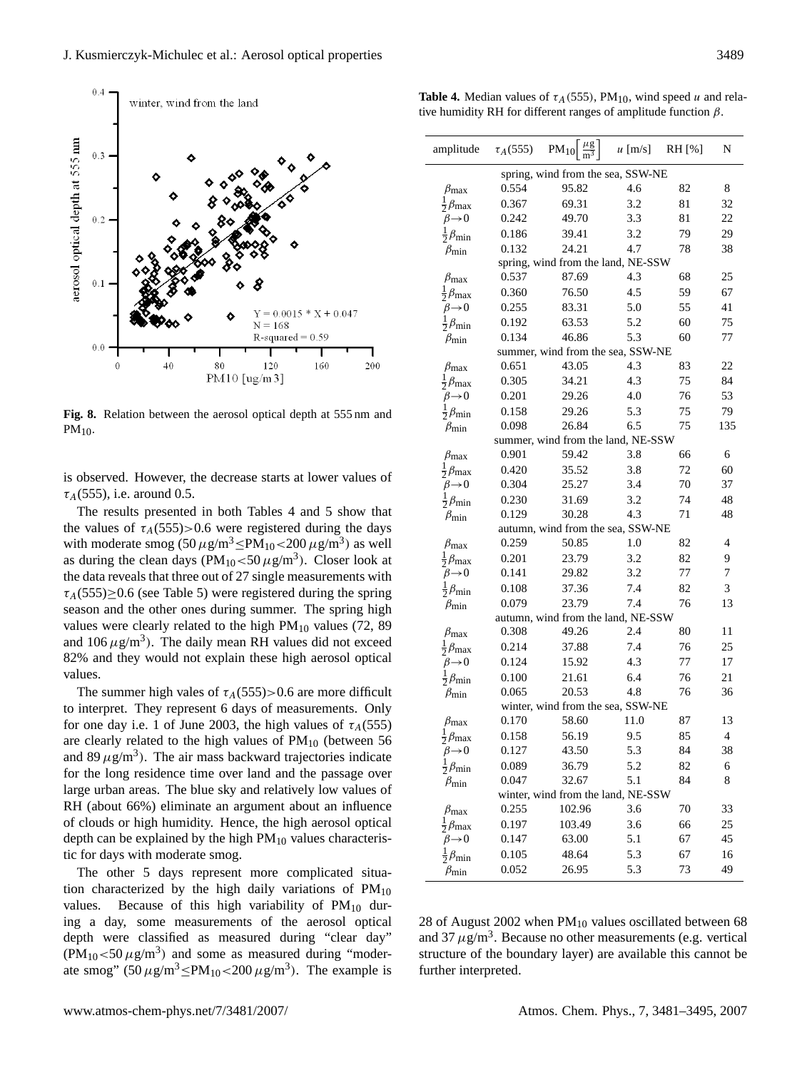**Fig. 8.** Relation between the aerosol optical depth at 555 nm and $PM_{10}$.

is observed. However, the decrease starts at lower values of $\tau_A(555)$, i.e. around 0.5.

The results presented in both Tables 4 and 5 show that the values of $\tau_A(555)>0.6$ were registered during the days with moderate smog ($50\,\mu g/m^3 \leq PM_{10} < 200\,\mu g/m^3$) as well as during the clean days ($PM_{10} < 50\,\mu g/m^3$). Closer look at the data reveals that three out of 27 single measurements with $\tau_A(555) \geq 0.6$ (see Table 5) were registered during the spring season and the other ones during summer. The spring high values were clearly related to the high $PM_{10}$ values (72, 89 and $106\,\mu g/m^3$). The daily mean RH values did not exceed 82% and they would not explain these high aerosol optical values.

The summer high vales of $\tau_A(555)>0.6$ are more difficult to interpret. They represent 6 days of measurements. Only for one day i.e. 1 of June 2003, the high values of $\tau_A(555)$ are clearly related to the high values of $PM_{10}$ (between 56 and $89\,\mu g/m^3$). The air mass backward trajectories indicate for the long residence time over land and the passage over large urban areas. The blue sky and relatively low values of RH (about 66%) eliminate an argument about an influence of clouds or high humidity. Hence, the high aerosol optical depth can be explained by the high $PM_{10}$ values characteristic for days with moderate smog.

The other 5 days represent more complicated situation characterized by the high daily variations of $PM_{10}$ values. Because of this high variability of $PM_{10}$ during a day, some measurements of the aerosol optical depth were classified as measured during "clear day" ($PM_{10} < 50\,\mu g/m^3$) and some as measured during "moderate smog" ($50\,\mu g/m^3 \leq PM_{10} < 200\,\mu g/m^3$). The example is 28 of August 2002 when $PM_{10}$ values oscillated between 68 and $37\,\mu g/m^3$. Because no other measurements (e.g. vertical structure of the boundary layer) are available this cannot be further interpreted.

**Table 4.** Median values of $\tau_A(555)$, $PM_{10}$, wind speed $u$ and relative humidity RH for different ranges of amplitude function $\beta$.

| amplitude | $\tau_A(555)$ | $PM_{10}\left[\frac{\mu g}{m^3}\right]$ | $u$ [m/s] | RH [%] | N |
|---|---|---|---|---|---|
| spring, wind from the sea, SSW-NE | | | | | |
| $\beta_{max}$ | 0.554 | 95.82 | 4.6 | 82 | 8 |
| $\frac{1}{2}\beta_{max}$ | 0.367 | 69.31 | 3.2 | 81 | 32 |
| $\beta \to 0$ | 0.242 | 49.70 | 3.3 | 81 | 22 |
| $\frac{1}{2}\beta_{min}$ | 0.186 | 39.41 | 3.2 | 79 | 29 |
| $\beta_{min}$ | 0.132 | 24.21 | 4.7 | 78 | 38 |
| spring, wind from the land, NE-SSW | | | | | |
| $\beta_{max}$ | 0.537 | 87.69 | 4.3 | 68 | 25 |
| $\frac{1}{2}\beta_{max}$ | 0.360 | 76.50 | 4.5 | 59 | 67 |
| $\beta \to 0$ | 0.255 | 83.31 | 5.0 | 55 | 41 |
| $\frac{1}{2}\beta_{min}$ | 0.192 | 63.53 | 5.2 | 60 | 75 |
| $\beta_{min}$ | 0.134 | 46.86 | 5.3 | 60 | 77 |
| summer, wind from the sea, SSW-NE | | | | | |
| $\beta_{max}$ | 0.651 | 43.05 | 4.3 | 83 | 22 |
| $\frac{1}{2}\beta_{max}$ | 0.305 | 34.21 | 4.3 | 75 | 84 |
| $\beta \to 0$ | 0.201 | 29.26 | 4.0 | 76 | 53 |
| $\frac{1}{2}\beta_{min}$ | 0.158 | 29.26 | 5.3 | 75 | 79 |
| $\beta_{min}$ | 0.098 | 26.84 | 6.5 | 75 | 135 |
| summer, wind from the land, NE-SSW | | | | | |
| $\beta_{max}$ | 0.901 | 59.42 | 3.8 | 66 | 6 |
| $\frac{1}{2}\beta_{max}$ | 0.420 | 35.52 | 3.8 | 72 | 60 |
| $\beta \to 0$ | 0.304 | 25.27 | 3.4 | 70 | 37 |
| $\frac{1}{2}\beta_{min}$ | 0.230 | 31.69 | 3.2 | 74 | 48 |
| $\beta_{min}$ | 0.129 | 30.28 | 4.3 | 71 | 48 |
| autumn, wind from the sea, SSW-NE | | | | | |
| $\beta_{max}$ | 0.259 | 50.85 | 1.0 | 82 | 4 |
| $\frac{1}{2}\beta_{max}$ | 0.201 | 23.79 | 3.2 | 82 | 9 |
| $\beta \to 0$ | 0.141 | 29.82 | 3.2 | 77 | 7 |
| $\frac{1}{2}\beta_{min}$ | 0.108 | 37.36 | 7.4 | 82 | 3 |
| $\beta_{min}$ | 0.079 | 23.79 | 7.4 | 76 | 13 |
| autumn, wind from the land, NE-SSW | | | | | |
| $\beta_{max}$ | 0.308 | 49.26 | 2.4 | 80 | 11 |
| $\frac{1}{2}\beta_{max}$ | 0.214 | 37.88 | 7.4 | 76 | 25 |
| $\beta \to 0$ | 0.124 | 15.92 | 4.3 | 77 | 17 |
| $\frac{1}{2}\beta_{min}$ | 0.100 | 21.61 | 6.4 | 76 | 21 |
| $\beta_{min}$ | 0.065 | 20.53 | 4.8 | 76 | 36 |
| winter, wind from the sea, SSW-NE | | | | | |
| $\beta_{max}$ | 0.170 | 58.60 | 11.0 | 87 | 13 |
| $\frac{1}{2}\beta_{max}$ | 0.158 | 56.19 | 9.5 | 85 | 4 |
| $\beta \to 0$ | 0.127 | 43.50 | 5.3 | 84 | 38 |
| $\frac{1}{2}\beta_{min}$ | 0.089 | 36.79 | 5.2 | 82 | 6 |
| $\beta_{min}$ | 0.047 | 32.67 | 5.1 | 84 | 8 |
| winter, wind from the land, NE-SSW | | | | | |
| $\beta_{max}$ | 0.255 | 102.96 | 3.6 | 70 | 33 |
| $\frac{1}{2}\beta_{max}$ | 0.197 | 103.49 | 3.6 | 66 | 25 |
| $\beta \to 0$ | 0.147 | 63.00 | 5.1 | 67 | 45 |
| $\frac{1}{2}\beta_{min}$ | 0.105 | 48.64 | 5.3 | 67 | 16 |
| $\beta_{min}$ | 0.052 | 26.95 | 5.3 | 73 | 49 |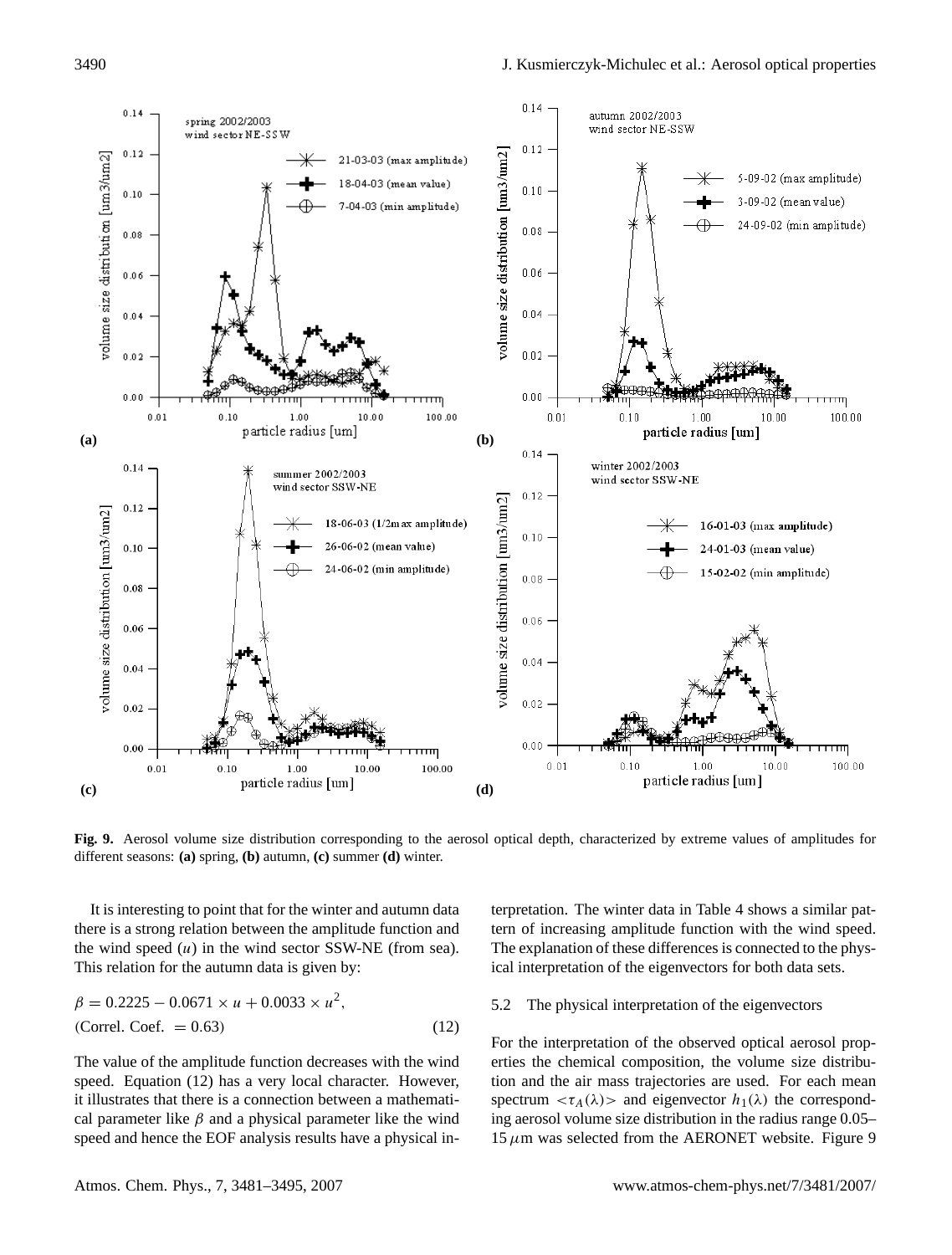**Fig. 9.** Aerosol volume size distribution corresponding to the aerosol optical depth, characterized by extreme values of amplitudes for different seasons: **(a)** spring, **(b)** autumn, **(c)** summer **(d)** winter.

It is interesting to point that for the winter and autumn data there is a strong relation between the amplitude function and the wind speed ($u$) in the wind sector SSW-NE (from sea). This relation for the autumn data is given by:

$$\beta = 0.2225 - 0.0671 \times u + 0.0033 \times u^2, \quad \text{(Correl. Coef.} = 0.63) \tag{12}$$

The value of the amplitude function decreases with the wind speed. Equation (12) has a very local character. However, it illustrates that there is a connection between a mathematical parameter like $\beta$ and a physical parameter like the wind speed and hence the EOF analysis results have a physical interpretation. The winter data in Table 4 shows a similar pattern of increasing amplitude function with the wind speed. The explanation of these differences is connected to the physical interpretation of the eigenvectors for both data sets.

### 5.2 The physical interpretation of the eigenvectors

For the interpretation of the observed optical aerosol properties the chemical composition, the volume size distribution and the air mass trajectories are used. For each mean spectrum $<\tau_A(\lambda)>$ and eigenvector $h_1(\lambda)$ the corresponding aerosol volume size distribution in the radius range 0.05–15 $\mu$m was selected from the AERONET website. Figure 9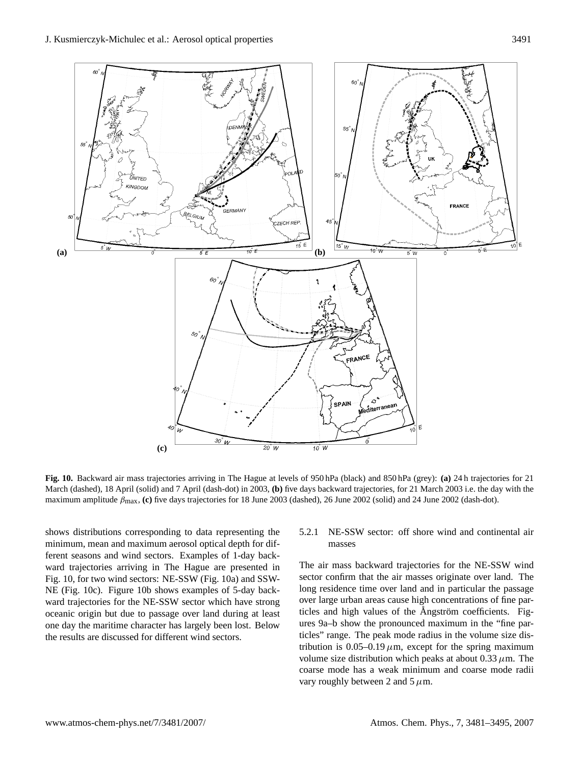**Fig. 10.** Backward air mass trajectories arriving in The Hague at levels of 950 hPa (black) and 850 hPa (grey): **(a)** 24 h trajectories for 21 March (dashed), 18 April (solid) and 7 April (dash-dot) in 2003, **(b)** five days backward trajectories, for 21 March 2003 i.e. the day with the maximum amplitude $\beta_{\max}$, **(c)** five days trajectories for 18 June 2003 (dashed), 26 June 2002 (solid) and 24 June 2002 (dash-dot).

shows distributions corresponding to data representing the minimum, mean and maximum aerosol optical depth for different seasons and wind sectors. Examples of 1-day backward trajectories arriving in The Hague are presented in Fig. 10, for two wind sectors: NE-SSW (Fig. 10a) and SSW-NE (Fig. 10c). Figure 10b shows examples of 5-day backward trajectories for the NE-SSW sector which have strong oceanic origin but due to passage over land during at least one day the maritime character has largely been lost. Below the results are discussed for different wind sectors.

#### 5.2.1 NE-SSW sector: off shore wind and continental air masses

The air mass backward trajectories for the NE-SSW wind sector confirm that the air masses originate over land. The long residence time over land and in particular the passage over large urban areas cause high concentrations of fine particles and high values of the Ångström coefficients. Figures 9a–b show the pronounced maximum in the "fine particles" range. The peak mode radius in the volume size distribution is 0.05–0.19 $\mu$m, except for the spring maximum volume size distribution which peaks at about 0.33 $\mu$m. The coarse mode has a weak minimum and coarse mode radii vary roughly between 2 and 5 $\mu$m.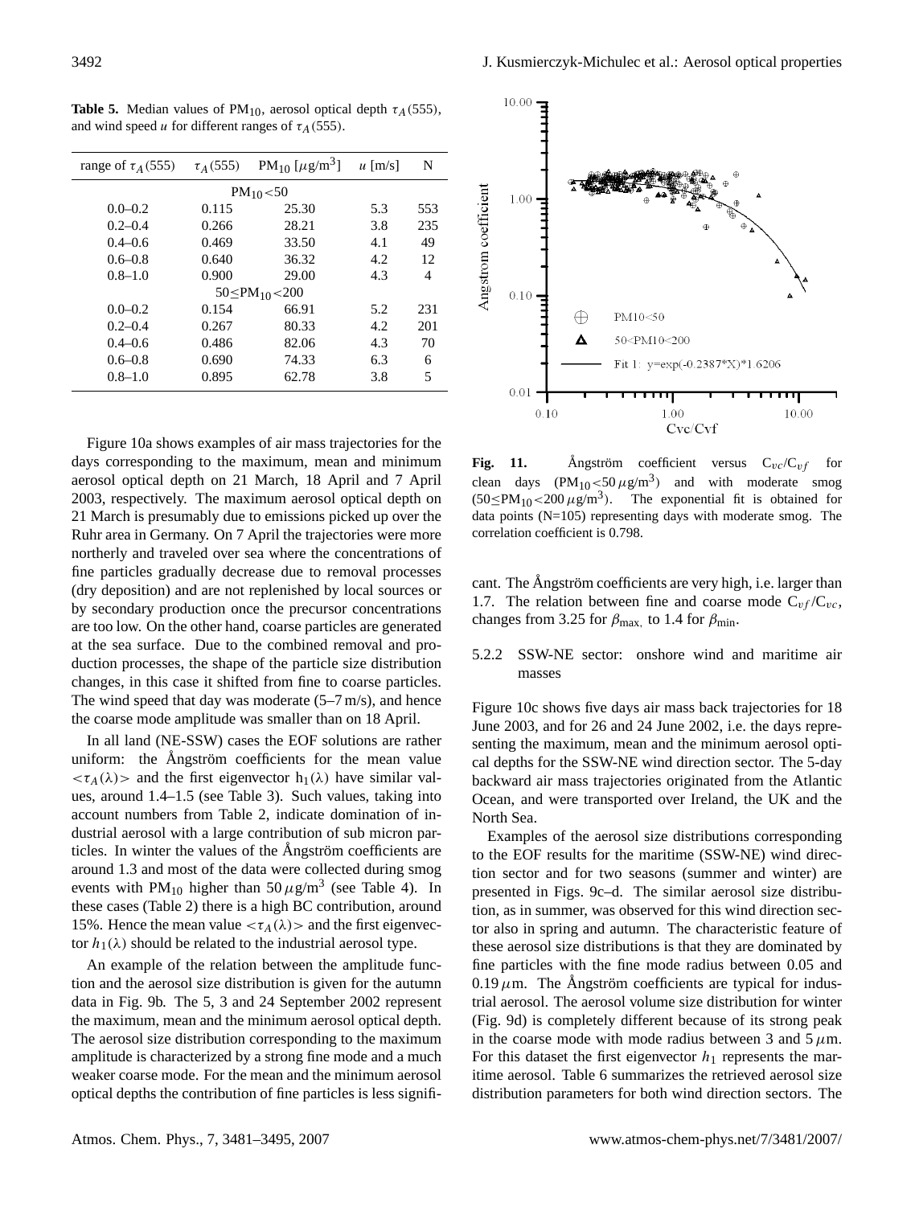**Table 5.** Median values of $PM_{10}$, aerosol optical depth $\tau_A(555)$, and wind speed $u$ for different ranges of $\tau_A(555)$.

| range of $\tau_A(555)$ | $\tau_A(555)$ | $PM_{10}$ [$\mu g/m^3$] | $u$ [m/s] | N |
|---|---|---|---|---|
| | | $PM_{10}$<50 | | |
| 0.0–0.2 | 0.115 | 25.30 | 5.3 | 553 |
| 0.2–0.4 | 0.266 | 28.21 | 3.8 | 235 |
| 0.4–0.6 | 0.469 | 33.50 | 4.1 | 49 |
| 0.6–0.8 | 0.640 | 36.32 | 4.2 | 12 |
| 0.8–1.0 | 0.900 | 29.00 | 4.3 | 4 |
| | | 50≤$PM_{10}$<200 | | |
| 0.0–0.2 | 0.154 | 66.91 | 5.2 | 231 |
| 0.2–0.4 | 0.267 | 80.33 | 4.2 | 201 |
| 0.4–0.6 | 0.486 | 82.06 | 4.3 | 70 |
| 0.6–0.8 | 0.690 | 74.33 | 6.3 | 6 |
| 0.8–1.0 | 0.895 | 62.78 | 3.8 | 5 |

Figure 10a shows examples of air mass trajectories for the days corresponding to the maximum, mean and minimum aerosol optical depth on 21 March, 18 April and 7 April 2003, respectively. The maximum aerosol optical depth on 21 March is presumably due to emissions picked up over the Ruhr area in Germany. On 7 April the trajectories were more northerly and traveled over sea where the concentrations of fine particles gradually decrease due to removal processes (dry deposition) and are not replenished by local sources or by secondary production once the precursor concentrations are too low. On the other hand, coarse particles are generated at the sea surface. Due to the combined removal and production processes, the shape of the particle size distribution changes, in this case it shifted from fine to coarse particles. The wind speed that day was moderate (5–7 m/s), and hence the coarse mode amplitude was smaller than on 18 April.

In all land (NE-SSW) cases the EOF solutions are rather uniform: the Ångström coefficients for the mean value $<\tau_A(\lambda)>$ and the first eigenvector $h_1(\lambda)$ have similar values, around 1.4–1.5 (see Table 3). Such values, taking into account numbers from Table 2, indicate domination of industrial aerosol with a large contribution of sub micron particles. In winter the values of the Ångström coefficients are around 1.3 and most of the data were collected during smog events with $PM_{10}$ higher than 50 $\mu g/m^3$ (see Table 4). In these cases (Table 2) there is a high BC contribution, around 15%. Hence the mean value $<\tau_A(\lambda)>$ and the first eigenvector $h_1(\lambda)$ should be related to the industrial aerosol type.

An example of the relation between the amplitude function and the aerosol size distribution is given for the autumn data in Fig. 9b. The 5, 3 and 24 September 2002 represent the maximum, mean and the minimum aerosol optical depth. The aerosol size distribution corresponding to the maximum amplitude is characterized by a strong fine mode and a much weaker coarse mode. For the mean and the minimum aerosol optical depths the contribution of fine particles is less significant. The Ångström coefficients are very high, i.e. larger than 1.7. The relation between fine and coarse mode $C_{vf}/C_{vc}$, changes from 3.25 for $\beta_{max,}$ to 1.4 for $\beta_{min}$.

**Fig. 11.** Ångström coefficient versus $C_{vc}/C_{vf}$ for clean days ($PM_{10}$<50 $\mu g/m^3$) and with moderate smog (50≤$PM_{10}$<200 $\mu g/m^3$). The exponential fit is obtained for data points (N=105) representing days with moderate smog. The correlation coefficient is 0.798.

### 5.2.2 SSW-NE sector: onshore wind and maritime air masses

Figure 10c shows five days air mass back trajectories for 18 June 2003, and for 26 and 24 June 2002, i.e. the days representing the maximum, mean and the minimum aerosol optical depths for the SSW-NE wind direction sector. The 5-day backward air mass trajectories originated from the Atlantic Ocean, and were transported over Ireland, the UK and the North Sea.

Examples of the aerosol size distributions corresponding to the EOF results for the maritime (SSW-NE) wind direction sector and for two seasons (summer and winter) are presented in Figs. 9c–d. The similar aerosol size distribution, as in summer, was observed for this wind direction sector also in spring and autumn. The characteristic feature of these aerosol size distributions is that they are dominated by fine particles with the fine mode radius between 0.05 and 0.19 $\mu$m. The Ångström coefficients are typical for industrial aerosol. The aerosol volume size distribution for winter (Fig. 9d) is completely different because of its strong peak in the coarse mode with mode radius between 3 and 5 $\mu$m. For this dataset the first eigenvector $h_1$ represents the maritime aerosol. Table 6 summarizes the retrieved aerosol size distribution parameters for both wind direction sectors. The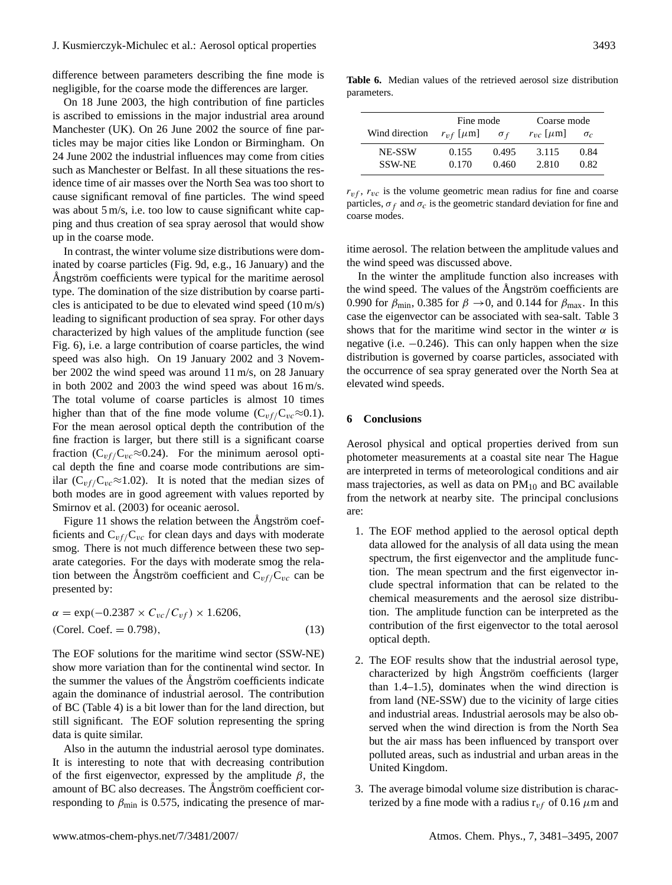difference between parameters describing the fine mode is negligible, for the coarse mode the differences are larger.

On 18 June 2003, the high contribution of fine particles is ascribed to emissions in the major industrial area around Manchester (UK). On 26 June 2002 the source of fine particles may be major cities like London or Birmingham. On 24 June 2002 the industrial influences may come from cities such as Manchester or Belfast. In all these situations the residence time of air masses over the North Sea was too short to cause significant removal of fine particles. The wind speed was about 5 m/s, i.e. too low to cause significant white capping and thus creation of sea spray aerosol that would show up in the coarse mode.

In contrast, the winter volume size distributions were dominated by coarse particles (Fig. 9d, e.g., 16 January) and the Ångström coefficients were typical for the maritime aerosol type. The domination of the size distribution by coarse particles is anticipated to be due to elevated wind speed (10 m/s) leading to significant production of sea spray. For other days characterized by high values of the amplitude function (see Fig. 6), i.e. a large contribution of coarse particles, the wind speed was also high. On 19 January 2002 and 3 November 2002 the wind speed was around 11 m/s, on 28 January in both 2002 and 2003 the wind speed was about 16 m/s. The total volume of coarse particles is almost 10 times higher than that of the fine mode volume ($C_{vf}/C_{vc} \approx 0.1$). For the mean aerosol optical depth the contribution of the fine fraction is larger, but there still is a significant coarse fraction ($C_{vf}/C_{vc} \approx 0.24$). For the minimum aerosol optical depth the fine and coarse mode contributions are similar ($C_{vf}/C_{vc} \approx 1.02$). It is noted that the median sizes of both modes are in good agreement with values reported by Smirnov et al. (2003) for oceanic aerosol.

Figure 11 shows the relation between the Ångström coefficients and $C_{vf}/C_{vc}$ for clean days and days with moderate smog. There is not much difference between these two separate categories. For the days with moderate smog the relation between the Ångström coefficient and $C_{vf}/C_{vc}$ can be presented by:

$$\alpha = \exp(-0.2387 \times C_{vc}/C_{vf}) \times 1.6206, \quad \text{(Corel. Coef.} = 0.798), \tag{13}$$

The EOF solutions for the maritime wind sector (SSW-NE) show more variation than for the continental wind sector. In the summer the values of the Ångström coefficients indicate again the dominance of industrial aerosol. The contribution of BC (Table 4) is a bit lower than for the land direction, but still significant. The EOF solution representing the spring data is quite similar.

Also in the autumn the industrial aerosol type dominates. It is interesting to note that with decreasing contribution of the first eigenvector, expressed by the amplitude $\beta$, the amount of BC also decreases. The Ångström coefficient corresponding to $\beta_{\min}$ is 0.575, indicating the presence of maritime aerosol. The relation between the amplitude values and the wind speed was discussed above.

In the winter the amplitude function also increases with the wind speed. The values of the Ångström coefficients are 0.990 for $\beta_{\min}$, 0.385 for $\beta \rightarrow 0$, and 0.144 for $\beta_{\max}$. In this case the eigenvector can be associated with sea-salt. Table 3 shows that for the maritime wind sector in the winter $\alpha$ is negative (i.e. $-0.246$). This can only happen when the size distribution is governed by coarse particles, associated with the occurrence of sea spray generated over the North Sea at elevated wind speeds.

**Table 6.** Median values of the retrieved aerosol size distribution parameters.

| Wind direction | Fine mode $r_{vf}$ [$\mu$m] | Fine mode $\sigma_f$ | Coarse mode $r_{vc}$ [$\mu$m] | Coarse mode $\sigma_c$ |
|---|---|---|---|---|
| NE-SSW | 0.155 | 0.495 | 3.115 | 0.84 |
| SSW-NE | 0.170 | 0.460 | 2.810 | 0.82 |

$r_{vf}$, $r_{vc}$ is the volume geometric mean radius for fine and coarse particles, $\sigma_f$ and $\sigma_c$ is the geometric standard deviation for fine and coarse modes.

## 6 Conclusions

Aerosol physical and optical properties derived from sun photometer measurements at a coastal site near The Hague are interpreted in terms of meteorological conditions and air mass trajectories, as well as data on $PM_{10}$ and BC available from the network at nearby site. The principal conclusions are:

1. The EOF method applied to the aerosol optical depth data allowed for the analysis of all data using the mean spectrum, the first eigenvector and the amplitude function. The mean spectrum and the first eigenvector include spectral information that can be related to the chemical measurements and the aerosol size distribution. The amplitude function can be interpreted as the contribution of the first eigenvector to the total aerosol optical depth.

2. The EOF results show that the industrial aerosol type, characterized by high Ångström coefficients (larger than 1.4–1.5), dominates when the wind direction is from land (NE-SSW) due to the vicinity of large cities and industrial areas. Industrial aerosols may be also observed when the wind direction is from the North Sea but the air mass has been influenced by transport over polluted areas, such as industrial and urban areas in the United Kingdom.

3. The average bimodal volume size distribution is characterized by a fine mode with a radius $r_{vf}$ of 0.16 $\mu$m and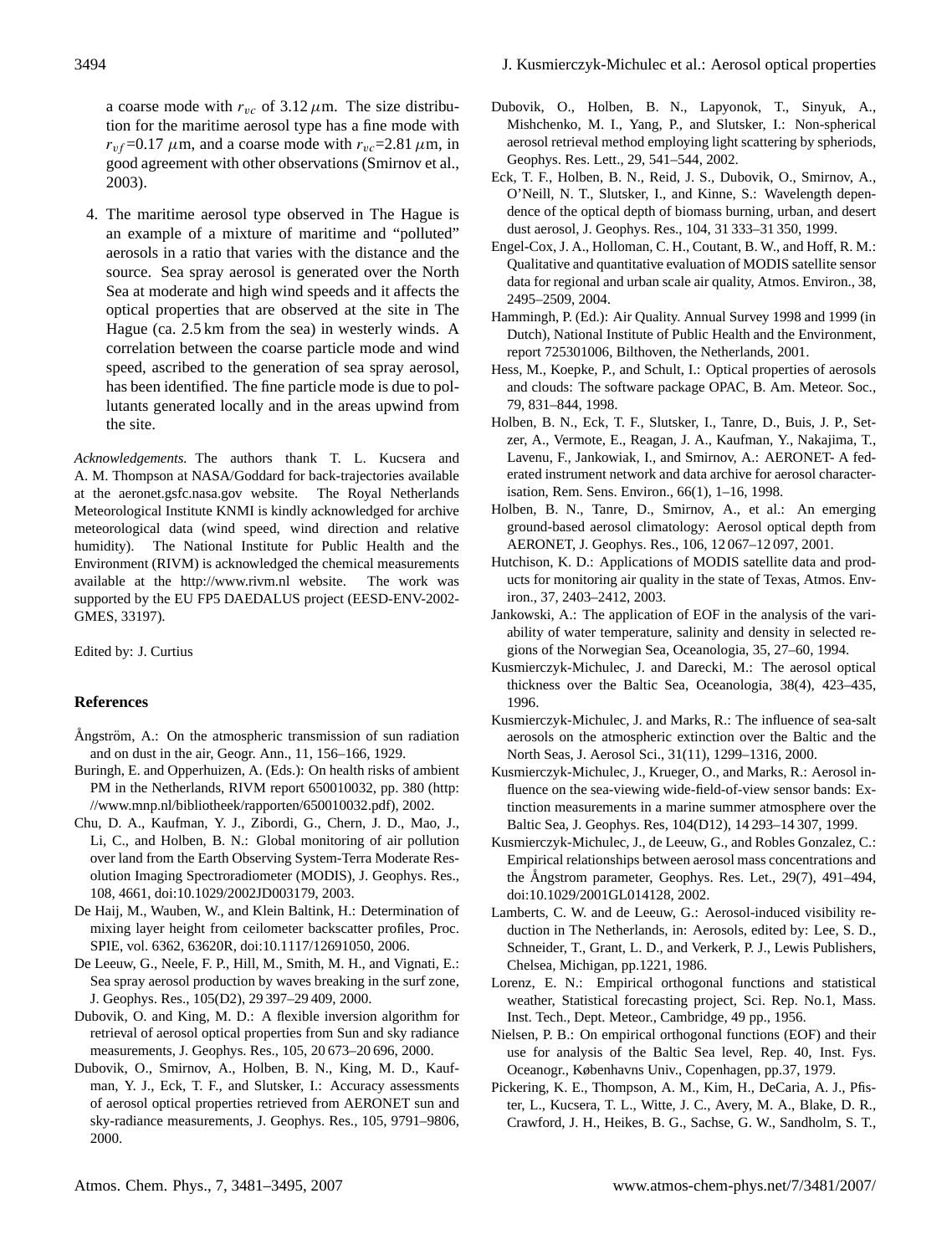a coarse mode with $r_{vc}$ of 3.12 $\mu$m. The size distribution for the maritime aerosol type has a fine mode with $r_{vf}$=0.17 $\mu$m, and a coarse mode with $r_{vc}$=2.81 $\mu$m, in good agreement with other observations (Smirnov et al., 2003).

4. The maritime aerosol type observed in The Hague is an example of a mixture of maritime and "polluted" aerosols in a ratio that varies with the distance and the source. Sea spray aerosol is generated over the North Sea at moderate and high wind speeds and it affects the optical properties that are observed at the site in The Hague (ca. 2.5 km from the sea) in westerly winds. A correlation between the coarse particle mode and wind speed, ascribed to the generation of sea spray aerosol, has been identified. The fine particle mode is due to pollutants generated locally and in the areas upwind from the site.

*Acknowledgements.* The authors thank T. L. Kucsera and A. M. Thompson at NASA/Goddard for back-trajectories available at the aeronet.gsfc.nasa.gov website. The Royal Netherlands Meteorological Institute KNMI is kindly acknowledged for archive meteorological data (wind speed, wind direction and relative humidity). The National Institute for Public Health and the Environment (RIVM) is acknowledged the chemical measurements available at the http://www.rivm.nl website. The work was supported by the EU FP5 DAEDALUS project (EESD-ENV-2002-GMES, 33197).

Edited by: J. Curtius

## References

Ångström, A.: On the atmospheric transmission of sun radiation and on dust in the air, Geogr. Ann., 11, 156–166, 1929.

Buringh, E. and Opperhuizen, A. (Eds.): On health risks of ambient PM in the Netherlands, RIVM report 650010032, pp. 380 (http://www.mnp.nl/bibliotheek/rapporten/650010032.pdf), 2002.

Chu, D. A., Kaufman, Y. J., Zibordi, G., Chern, J. D., Mao, J., Li, C., and Holben, B. N.: Global monitoring of air pollution over land from the Earth Observing System-Terra Moderate Resolution Imaging Spectroradiometer (MODIS), J. Geophys. Res., 108, 4661, doi:10.1029/2002JD003179, 2003.

De Haij, M., Wauben, W., and Klein Baltink, H.: Determination of mixing layer height from ceilometer backscatter profiles, Proc. SPIE, vol. 6362, 63620R, doi:10.1117/12691050, 2006.

De Leeuw, G., Neele, F. P., Hill, M., Smith, M. H., and Vignati, E.: Sea spray aerosol production by waves breaking in the surf zone, J. Geophys. Res., 105(D2), 29 397–29 409, 2000.

Dubovik, O. and King, M. D.: A flexible inversion algorithm for retrieval of aerosol optical properties from Sun and sky radiance measurements, J. Geophys. Res., 105, 20 673–20 696, 2000.

Dubovik, O., Smirnov, A., Holben, B. N., King, M. D., Kaufman, Y. J., Eck, T. F., and Slutsker, I.: Accuracy assessments of aerosol optical properties retrieved from AERONET sun and sky-radiance measurements, J. Geophys. Res., 105, 9791–9806, 2000.

Dubovik, O., Holben, B. N., Lapyonok, T., Sinyuk, A., Mishchenko, M. I., Yang, P., and Slutsker, I.: Non-spherical aerosol retrieval method employing light scattering by spherioids, Geophys. Res. Lett., 29, 541–544, 2002.

Eck, T. F., Holben, B. N., Reid, J. S., Dubovik, O., Smirnov, A., O'Neill, N. T., Slutsker, I., and Kinne, S.: Wavelength dependence of the optical depth of biomass burning, urban, and desert dust aerosol, J. Geophys. Res., 104, 31 333–31 350, 1999.

Engel-Cox, J. A., Holloman, C. H., Coutant, B. W., and Hoff, R. M.: Qualitative and quantitative evaluation of MODIS satellite sensor data for regional and urban scale air quality, Atmos. Environ., 38, 2495–2509, 2004.

Hammingh, P. (Ed.): Air Quality. Annual Survey 1998 and 1999 (in Dutch), National Institute of Public Health and the Environment, report 725301006, Bilthoven, the Netherlands, 2001.

Hess, M., Koepke, P., and Schult, I.: Optical properties of aerosols and clouds: The software package OPAC, B. Am. Meteor. Soc., 79, 831–844, 1998.

Holben, B. N., Eck, T. F., Slutsker, I., Tanre, D., Buis, J. P., Setzer, A., Vermote, E., Reagan, J. A., Kaufman, Y., Nakajima, T., Lavenu, F., Jankowiak, I., and Smirnov, A.: AERONET- A federated instrument network and data archive for aerosol characterisation, Rem. Sens. Environ., 66(1), 1–16, 1998.

Holben, B. N., Tanre, D., Smirnov, A., et al.: An emerging ground-based aerosol climatology: Aerosol optical depth from AERONET, J. Geophys. Res., 106, 12 067–12 097, 2001.

Hutchison, K. D.: Applications of MODIS satellite data and products for monitoring air quality in the state of Texas, Atmos. Environ., 37, 2403–2412, 2003.

Jankowski, A.: The application of EOF in the analysis of the variability of water temperature, salinity and density in selected regions of the Norwegian Sea, Oceanologia, 35, 27–60, 1994.

Kusmierczyk-Michulec, J. and Darecki, M.: The aerosol optical thickness over the Baltic Sea, Oceanologia, 38(4), 423–435, 1996.

Kusmierczyk-Michulec, J. and Marks, R.: The influence of sea-salt aerosols on the atmospheric extinction over the Baltic and the North Seas, J. Aerosol Sci., 31(11), 1299–1316, 2000.

Kusmierczyk-Michulec, J., Krueger, O., and Marks, R.: Aerosol influence on the sea-viewing wide-field-of-view sensor bands: Extinction measurements in a marine summer atmosphere over the Baltic Sea, J. Geophys. Res., 104(D12), 14 293–14 307, 1999.

Kusmierczyk-Michulec, J., de Leeuw, G., and Robles Gonzalez, C.: Empirical relationships between aerosol mass concentrations and the Ångstrom parameter, Geophys. Res. Let., 29(7), 491–494, doi:10.1029/2001GL014128, 2002.

Lamberts, C. W. and de Leeuw, G.: Aerosol-induced visibility reduction in The Netherlands, in: Aerosols, edited by: Lee, S. D., Schneider, T., Grant, L. D., and Verkerk, P. J., Lewis Publishers, Chelsea, Michigan, pp.1221, 1986.

Lorenz, E. N.: Empirical orthogonal functions and statistical weather, Statistical forecasting project, Sci. Rep. No.1, Mass. Inst. Tech., Dept. Meteor., Cambridge, 49 pp., 1956.

Nielsen, P. B.: On empirical orthogonal functions (EOF) and their use for analysis of the Baltic Sea level, Rep. 40, Inst. Fys. Oceanogr., Københavns Univ., Copenhagen, pp.37, 1979.

Pickering, K. E., Thompson, A. M., Kim, H., DeCaria, A. J., Pfister, L., Kucsera, T. L., Witte, J. C., Avery, M. A., Blake, D. R., Crawford, J. H., Heikes, B. G., Sachse, G. W., Sandholm, S. T.,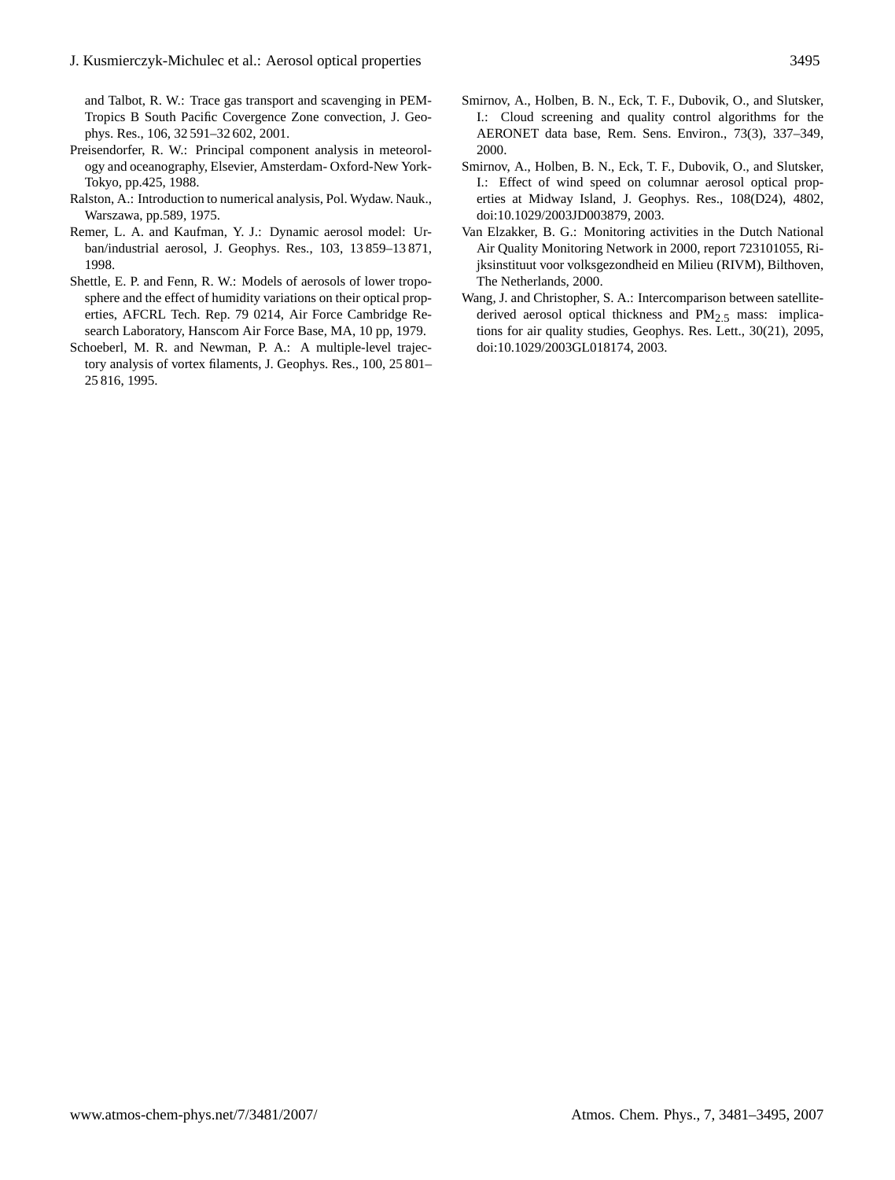and Talbot, R. W.: Trace gas transport and scavenging in PEM-Tropics B South Pacific Covergence Zone convection, J. Geophys. Res., 106, 32 591–32 602, 2001.

Preisendorfer, R. W.: Principal component analysis in meteorology and oceanography, Elsevier, Amsterdam- Oxford-New York-Tokyo, pp.425, 1988.

Ralston, A.: Introduction to numerical analysis, Pol. Wydaw. Nauk., Warszawa, pp.589, 1975.

Remer, L. A. and Kaufman, Y. J.: Dynamic aerosol model: Urban/industrial aerosol, J. Geophys. Res., 103, 13 859–13 871, 1998.

Shettle, E. P. and Fenn, R. W.: Models of aerosols of lower troposphere and the effect of humidity variations on their optical properties, AFCRL Tech. Rep. 79 0214, Air Force Cambridge Research Laboratory, Hanscom Air Force Base, MA, 10 pp, 1979.

Schoeberl, M. R. and Newman, P. A.: A multiple-level trajectory analysis of vortex filaments, J. Geophys. Res., 100, 25 801–25 816, 1995.

Smirnov, A., Holben, B. N., Eck, T. F., Dubovik, O., and Slutsker, I.: Cloud screening and quality control algorithms for the AERONET data base, Rem. Sens. Environ., 73(3), 337–349, 2000.

Smirnov, A., Holben, B. N., Eck, T. F., Dubovik, O., and Slutsker, I.: Effect of wind speed on columnar aerosol optical properties at Midway Island, J. Geophys. Res., 108(D24), 4802, doi:10.1029/2003JD003879, 2003.

Van Elzakker, B. G.: Monitoring activities in the Dutch National Air Quality Monitoring Network in 2000, report 723101055, Rijksinstituut voor volksgezondheid en Milieu (RIVM), Bilthoven, The Netherlands, 2000.

Wang, J. and Christopher, S. A.: Intercomparison between satellite-derived aerosol optical thickness and $PM_{2.5}$ mass: implications for air quality studies, Geophys. Res. Lett., 30(21), 2095, doi:10.1029/2003GL018174, 2003.